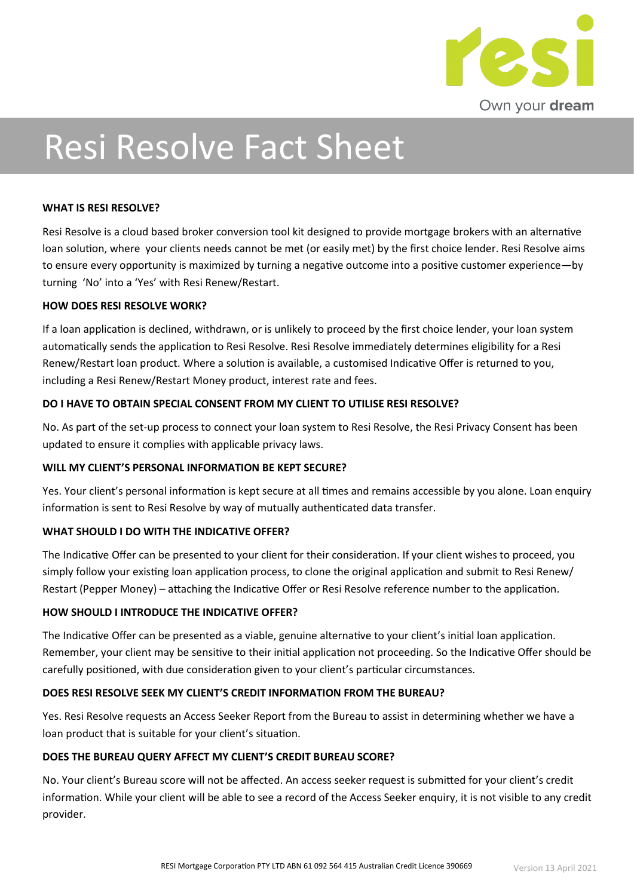# Resi Resolve Fact Sheet

**WHAT IS RESI RESOLVE?**

Resi Resolve is a cloud based broker conversion tool kit designed to provide mortgage brokers with an alternative loan solution, where your clients needs cannot be met (or easily met) by the first choice lender. Resi Resolve aims to ensure every opportunity is maximized by turning a negative outcome into a positive customer experience—by turning 'No' into a 'Yes' with Resi Renew/Restart.

**HOW DOES RESI RESOLVE WORK?**

If a loan application is declined, withdrawn, or is unlikely to proceed by the first choice lender, your loan system automatically sends the application to Resi Resolve. Resi Resolve immediately determines eligibility for a Resi Renew/Restart loan product. Where a solution is available, a customised Indicative Offer is returned to you, including a Resi Renew/Restart Money product, interest rate and fees.

**DO I HAVE TO OBTAIN SPECIAL CONSENT FROM MY CLIENT TO UTILISE RESI RESOLVE?**

No. As part of the set-up process to connect your loan system to Resi Resolve, the Resi Privacy Consent has been updated to ensure it complies with applicable privacy laws.

**WILL MY CLIENT'S PERSONAL INFORMATION BE KEPT SECURE?**

Yes. Your client's personal information is kept secure at all times and remains accessible by you alone. Loan enquiry information is sent to Resi Resolve by way of mutually authenticated data transfer.

**WHAT SHOULD I DO WITH THE INDICATIVE OFFER?**

The Indicative Offer can be presented to your client for their consideration. If your client wishes to proceed, you simply follow your existing loan application process, to clone the original application and submit to Resi Renew/Restart (Pepper Money) – attaching the Indicative Offer or Resi Resolve reference number to the application.

**HOW SHOULD I INTRODUCE THE INDICATIVE OFFER?**

The Indicative Offer can be presented as a viable, genuine alternative to your client's initial loan application. Remember, your client may be sensitive to their initial application not proceeding. So the Indicative Offer should be carefully positioned, with due consideration given to your client's particular circumstances.

**DOES RESI RESOLVE SEEK MY CLIENT'S CREDIT INFORMATION FROM THE BUREAU?**

Yes. Resi Resolve requests an Access Seeker Report from the Bureau to assist in determining whether we have a loan product that is suitable for your client's situation.

**DOES THE BUREAU QUERY AFFECT MY CLIENT'S CREDIT BUREAU SCORE?**

No. Your client's Bureau score will not be affected. An access seeker request is submitted for your client's credit information. While your client will be able to see a record of the Access Seeker enquiry, it is not visible to any credit provider.

RESI Mortgage Corporation PTY LTD ABN 61 092 564 415 Australian Credit Licence 390669 Version 13 April 2021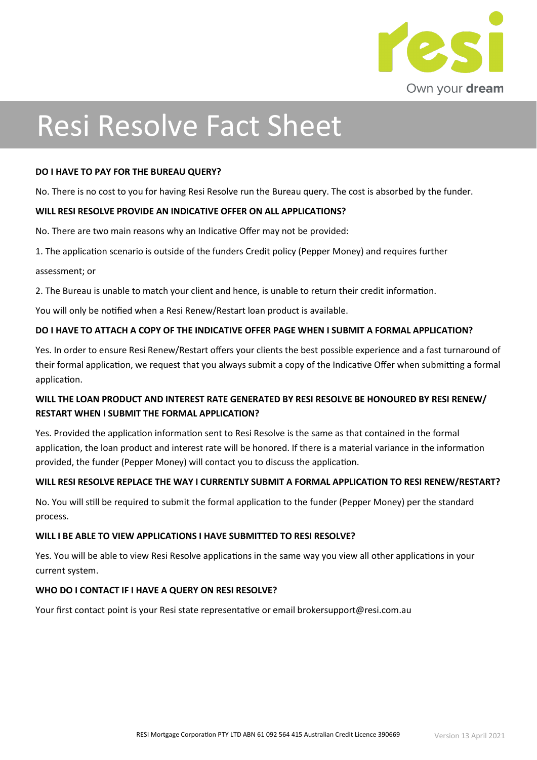# Resi Resolve Fact Sheet

**DO I HAVE TO PAY FOR THE BUREAU QUERY?**

No. There is no cost to you for having Resi Resolve run the Bureau query. The cost is absorbed by the funder.

**WILL RESI RESOLVE PROVIDE AN INDICATIVE OFFER ON ALL APPLICATIONS?**

No. There are two main reasons why an Indicative Offer may not be provided:

1. The application scenario is outside of the funders Credit policy (Pepper Money) and requires further assessment; or

2. The Bureau is unable to match your client and hence, is unable to return their credit information.

You will only be notified when a Resi Renew/Restart loan product is available.

**DO I HAVE TO ATTACH A COPY OF THE INDICATIVE OFFER PAGE WHEN I SUBMIT A FORMAL APPLICATION?**

Yes. In order to ensure Resi Renew/Restart offers your clients the best possible experience and a fast turnaround of their formal application, we request that you always submit a copy of the Indicative Offer when submitting a formal application.

**WILL THE LOAN PRODUCT AND INTEREST RATE GENERATED BY RESI RESOLVE BE HONOURED BY RESI RENEW/ RESTART WHEN I SUBMIT THE FORMAL APPLICATION?**

Yes. Provided the application information sent to Resi Resolve is the same as that contained in the formal application, the loan product and interest rate will be honored. If there is a material variance in the information provided, the funder (Pepper Money) will contact you to discuss the application.

**WILL RESI RESOLVE REPLACE THE WAY I CURRENTLY SUBMIT A FORMAL APPLICATION TO RESI RENEW/RESTART?**

No. You will still be required to submit the formal application to the funder (Pepper Money) per the standard process.

**WILL I BE ABLE TO VIEW APPLICATIONS I HAVE SUBMITTED TO RESI RESOLVE?**

Yes. You will be able to view Resi Resolve applications in the same way you view all other applications in your current system.

**WHO DO I CONTACT IF I HAVE A QUERY ON RESI RESOLVE?**

Your first contact point is your Resi state representative or email brokersupport@resi.com.au

RESI Mortgage Corporation PTY LTD ABN 61 092 564 415 Australian Credit Licence 390669 Version 13 April 2021